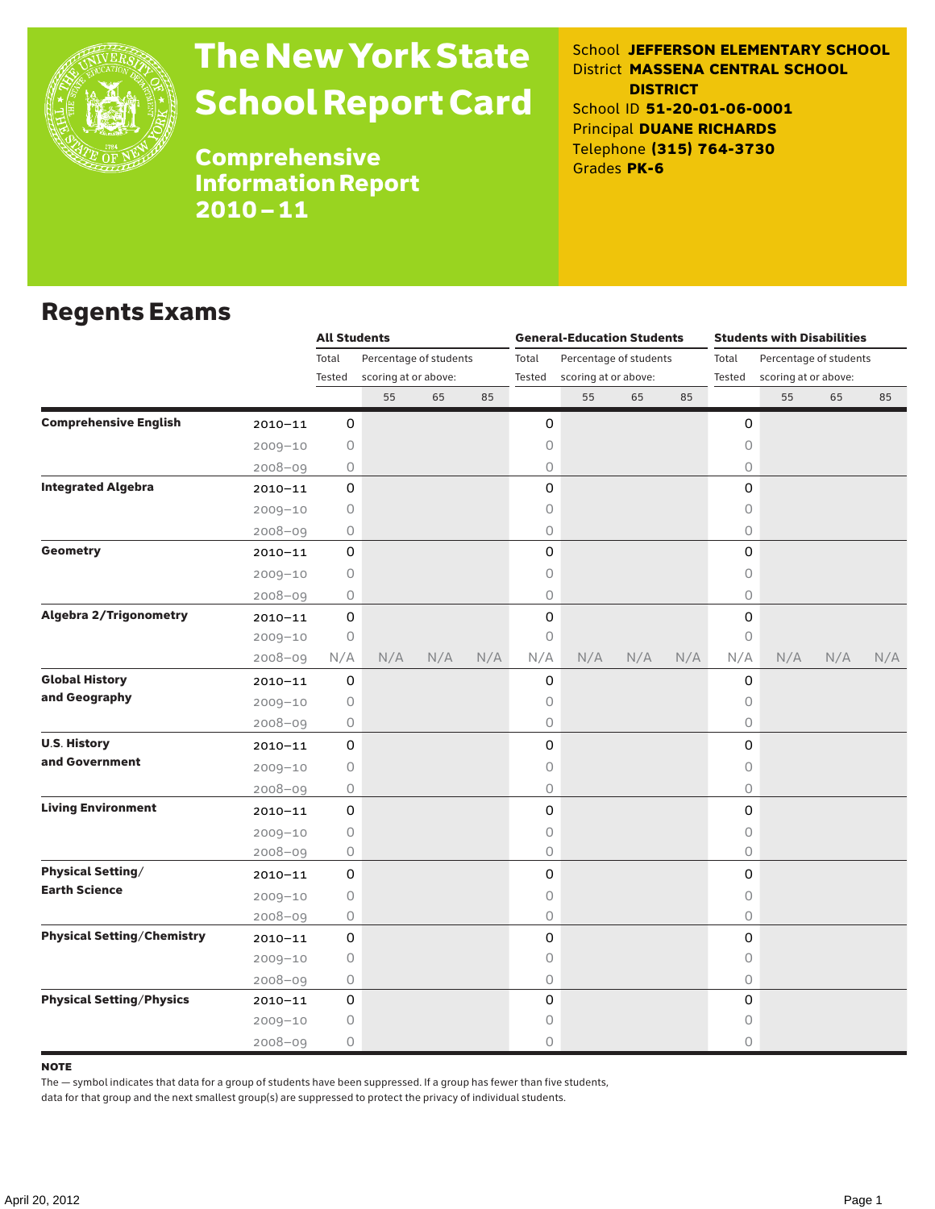# The New York State School Report Card

## Comprehensive Information Report 2010–11

School **JEFFERSON ELEMENTARY SCHOOL**
District **MASSENA CENTRAL SCHOOL DISTRICT**
School ID **51-20-01-06-0001**
Principal **DUANE RICHARDS**
Telephone **(315) 764-3730**
Grades **PK-6**

## Regents Exams

| | | All Students | | | | General-Education Students | | | | Students with Disabilities | | | |
|---|---|---|---|---|---|---|---|---|---|---|---|---|---|
| | | Total Tested | Percentage of students scoring at or above: | | | Total Tested | Percentage of students scoring at or above: | | | Total Tested | Percentage of students scoring at or above: | | |
| | | | 55 | 65 | 85 | | 55 | 65 | 85 | | 55 | 65 | 85 |
| **Comprehensive English** | 2010–11 | 0 | | | | 0 | | | | 0 | | | |
| | 2009–10 | 0 | | | | 0 | | | | 0 | | | |
| | 2008–09 | 0 | | | | 0 | | | | 0 | | | |
| **Integrated Algebra** | 2010–11 | 0 | | | | 0 | | | | 0 | | | |
| | 2009–10 | 0 | | | | 0 | | | | 0 | | | |
| | 2008–09 | 0 | | | | 0 | | | | 0 | | | |
| **Geometry** | 2010–11 | 0 | | | | 0 | | | | 0 | | | |
| | 2009–10 | 0 | | | | 0 | | | | 0 | | | |
| | 2008–09 | 0 | | | | 0 | | | | 0 | | | |
| **Algebra 2/Trigonometry** | 2010–11 | 0 | | | | 0 | | | | 0 | | | |
| | 2009–10 | 0 | | | | 0 | | | | 0 | | | |
| | 2008–09 | N/A | N/A | N/A | N/A | N/A | N/A | N/A | N/A | N/A | N/A | N/A | N/A |
| **Global History and Geography** | 2010–11 | 0 | | | | 0 | | | | 0 | | | |
| | 2009–10 | 0 | | | | 0 | | | | 0 | | | |
| | 2008–09 | 0 | | | | 0 | | | | 0 | | | |
| **U.S. History and Government** | 2010–11 | 0 | | | | 0 | | | | 0 | | | |
| | 2009–10 | 0 | | | | 0 | | | | 0 | | | |
| | 2008–09 | 0 | | | | 0 | | | | 0 | | | |
| **Living Environment** | 2010–11 | 0 | | | | 0 | | | | 0 | | | |
| | 2009–10 | 0 | | | | 0 | | | | 0 | | | |
| | 2008–09 | 0 | | | | 0 | | | | 0 | | | |
| **Physical Setting/ Earth Science** | 2010–11 | 0 | | | | 0 | | | | 0 | | | |
| | 2009–10 | 0 | | | | 0 | | | | 0 | | | |
| | 2008–09 | 0 | | | | 0 | | | | 0 | | | |
| **Physical Setting/Chemistry** | 2010–11 | 0 | | | | 0 | | | | 0 | | | |
| | 2009–10 | 0 | | | | 0 | | | | 0 | | | |
| | 2008–09 | 0 | | | | 0 | | | | 0 | | | |
| **Physical Setting/Physics** | 2010–11 | 0 | | | | 0 | | | | 0 | | | |
| | 2009–10 | 0 | | | | 0 | | | | 0 | | | |
| | 2008–09 | 0 | | | | 0 | | | | 0 | | | |

**NOTE**

The — symbol indicates that data for a group of students have been suppressed. If a group has fewer than five students, data for that group and the next smallest group(s) are suppressed to protect the privacy of individual students.

April 20, 2012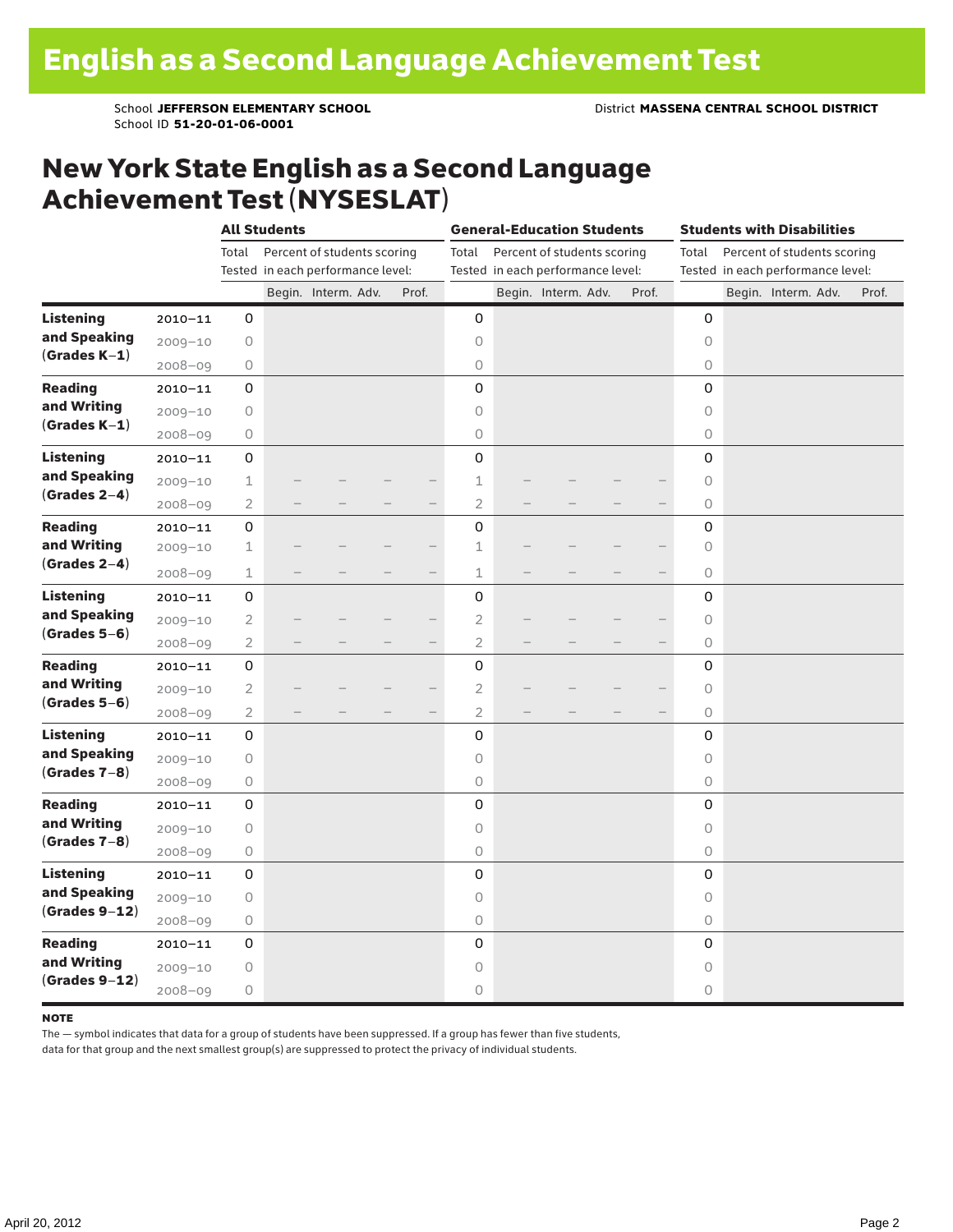# English as a Second Language Achievement Test

School **JEFFERSON ELEMENTARY SCHOOL** District **MASSENA CENTRAL SCHOOL DISTRICT**
School ID **51-20-01-06-0001**

## New York State English as a Second Language Achievement Test (NYSESLAT)

| | | All Students | | | | | General-Education Students | | | | | Students with Disabilities | | | | |
|---|---|---|---|---|---|---|---|---|---|---|---|---|---|---|---|---|
| | | Total Tested | Percent of students scoring in each performance level: | | | | Total Tested | Percent of students scoring in each performance level: | | | | Total Tested | Percent of students scoring in each performance level: | | | |
| | | | Begin. | Interm. | Adv. | Prof. | | Begin. | Interm. | Adv. | Prof. | | Begin. | Interm. | Adv. | Prof. |
| **Listening and Speaking (Grades K–1)** | 2010–11 | 0 | | | | | 0 | | | | | 0 | | | | |
| | 2009–10 | 0 | | | | | 0 | | | | | 0 | | | | |
| | 2008–09 | 0 | | | | | 0 | | | | | 0 | | | | |
| **Reading and Writing (Grades K–1)** | 2010–11 | 0 | | | | | 0 | | | | | 0 | | | | |
| | 2009–10 | 0 | | | | | 0 | | | | | 0 | | | | |
| | 2008–09 | 0 | | | | | 0 | | | | | 0 | | | | |
| **Listening and Speaking (Grades 2–4)** | 2010–11 | 0 | | | | | 0 | | | | | 0 | | | | |
| | 2009–10 | 1 | — | — | — | — | 1 | — | — | — | — | 0 | | | | |
| | 2008–09 | 2 | — | — | — | — | 2 | — | — | — | — | 0 | | | | |
| **Reading and Writing (Grades 2–4)** | 2010–11 | 0 | | | | | 0 | | | | | 0 | | | | |
| | 2009–10 | 1 | — | — | — | — | 1 | — | — | — | — | 0 | | | | |
| | 2008–09 | 1 | — | — | — | — | 1 | — | — | — | — | 0 | | | | |
| **Listening and Speaking (Grades 5–6)** | 2010–11 | 0 | | | | | 0 | | | | | 0 | | | | |
| | 2009–10 | 2 | — | — | — | — | 2 | — | — | — | — | 0 | | | | |
| | 2008–09 | 2 | — | — | — | — | 2 | — | — | — | — | 0 | | | | |
| **Reading and Writing (Grades 5–6)** | 2010–11 | 0 | | | | | 0 | | | | | 0 | | | | |
| | 2009–10 | 2 | — | — | — | — | 2 | — | — | — | — | 0 | | | | |
| | 2008–09 | 2 | — | — | — | — | 2 | — | — | — | — | 0 | | | | |
| **Listening and Speaking (Grades 7–8)** | 2010–11 | 0 | | | | | 0 | | | | | 0 | | | | |
| | 2009–10 | 0 | | | | | 0 | | | | | 0 | | | | |
| | 2008–09 | 0 | | | | | 0 | | | | | 0 | | | | |
| **Reading and Writing (Grades 7–8)** | 2010–11 | 0 | | | | | 0 | | | | | 0 | | | | |
| | 2009–10 | 0 | | | | | 0 | | | | | 0 | | | | |
| | 2008–09 | 0 | | | | | 0 | | | | | 0 | | | | |
| **Listening and Speaking (Grades 9–12)** | 2010–11 | 0 | | | | | 0 | | | | | 0 | | | | |
| | 2009–10 | 0 | | | | | 0 | | | | | 0 | | | | |
| | 2008–09 | 0 | | | | | 0 | | | | | 0 | | | | |
| **Reading and Writing (Grades 9–12)** | 2010–11 | 0 | | | | | 0 | | | | | 0 | | | | |
| | 2009–10 | 0 | | | | | 0 | | | | | 0 | | | | |
| | 2008–09 | 0 | | | | | 0 | | | | | 0 | | | | |

**NOTE**

The — symbol indicates that data for a group of students have been suppressed. If a group has fewer than five students, data for that group and the next smallest group(s) are suppressed to protect the privacy of individual students.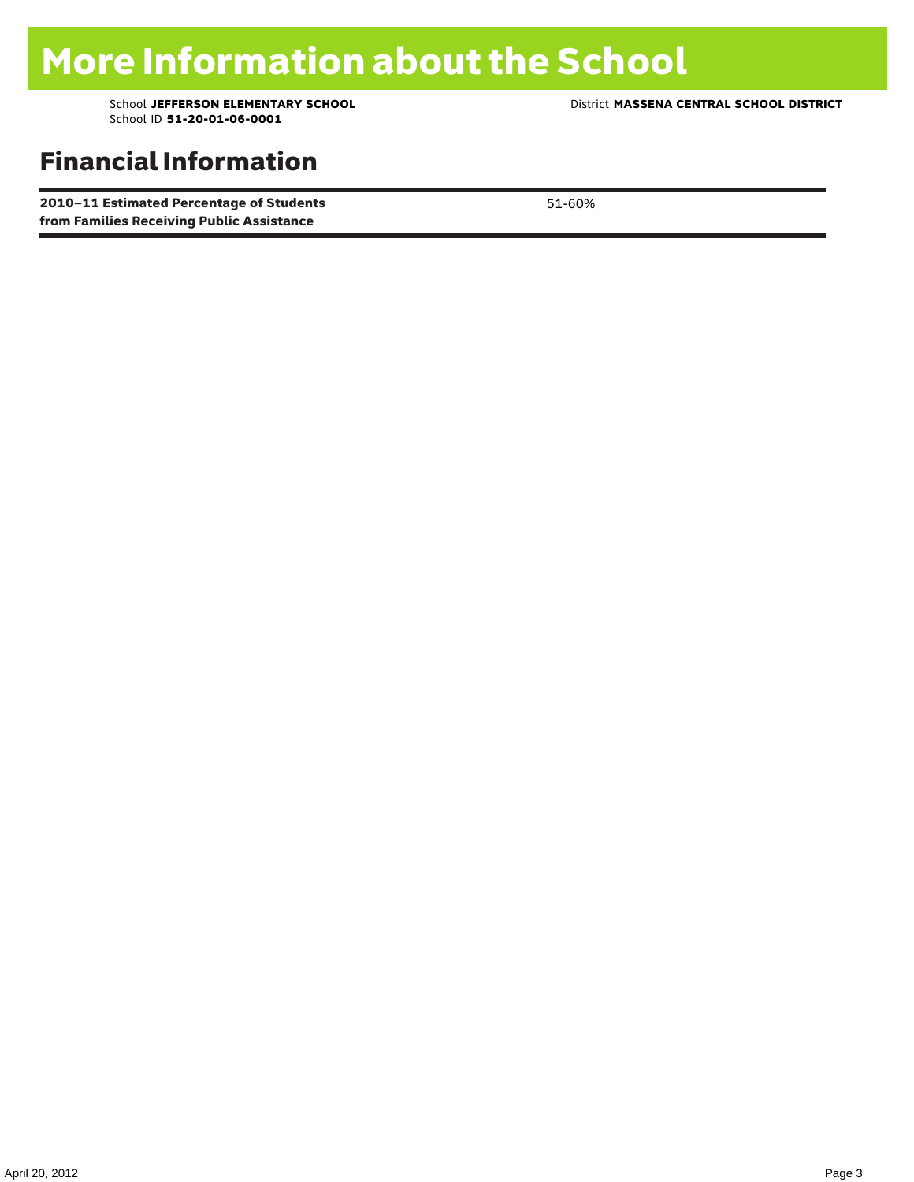# More Information about the School

School **JEFFERSON ELEMENTARY SCHOOL**
School ID **51-20-01-06-0001**

District **MASSENA CENTRAL SCHOOL DISTRICT**

## Financial Information

| | |
|---|---|
| **2010–11 Estimated Percentage of Students from Families Receiving Public Assistance** | 51-60% |